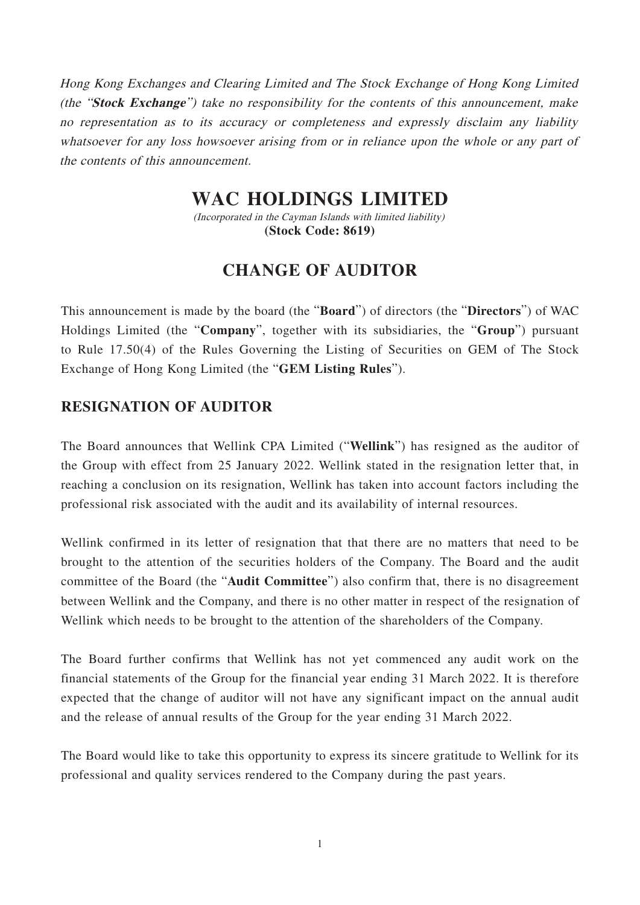*Hong Kong Exchanges and Clearing Limited and The Stock Exchange of Hong Kong Limited (the "**Stock Exchange**") take no responsibility for the contents of this announcement, make no representation as to its accuracy or completeness and expressly disclaim any liability whatsoever for any loss howsoever arising from or in reliance upon the whole or any part of the contents of this announcement.*

# WAC HOLDINGS LIMITED

*(Incorporated in the Cayman Islands with limited liability)*

**(Stock Code: 8619)**

# CHANGE OF AUDITOR

This announcement is made by the board (the "**Board**") of directors (the "**Directors**") of WAC Holdings Limited (the "**Company**", together with its subsidiaries, the "**Group**") pursuant to Rule 17.50(4) of the Rules Governing the Listing of Securities on GEM of The Stock Exchange of Hong Kong Limited (the "**GEM Listing Rules**").

## RESIGNATION OF AUDITOR

The Board announces that Wellink CPA Limited ("**Wellink**") has resigned as the auditor of the Group with effect from 25 January 2022. Wellink stated in the resignation letter that, in reaching a conclusion on its resignation, Wellink has taken into account factors including the professional risk associated with the audit and its availability of internal resources.

Wellink confirmed in its letter of resignation that that there are no matters that need to be brought to the attention of the securities holders of the Company. The Board and the audit committee of the Board (the "**Audit Committee**") also confirm that, there is no disagreement between Wellink and the Company, and there is no other matter in respect of the resignation of Wellink which needs to be brought to the attention of the shareholders of the Company.

The Board further confirms that Wellink has not yet commenced any audit work on the financial statements of the Group for the financial year ending 31 March 2022. It is therefore expected that the change of auditor will not have any significant impact on the annual audit and the release of annual results of the Group for the year ending 31 March 2022.

The Board would like to take this opportunity to express its sincere gratitude to Wellink for its professional and quality services rendered to the Company during the past years.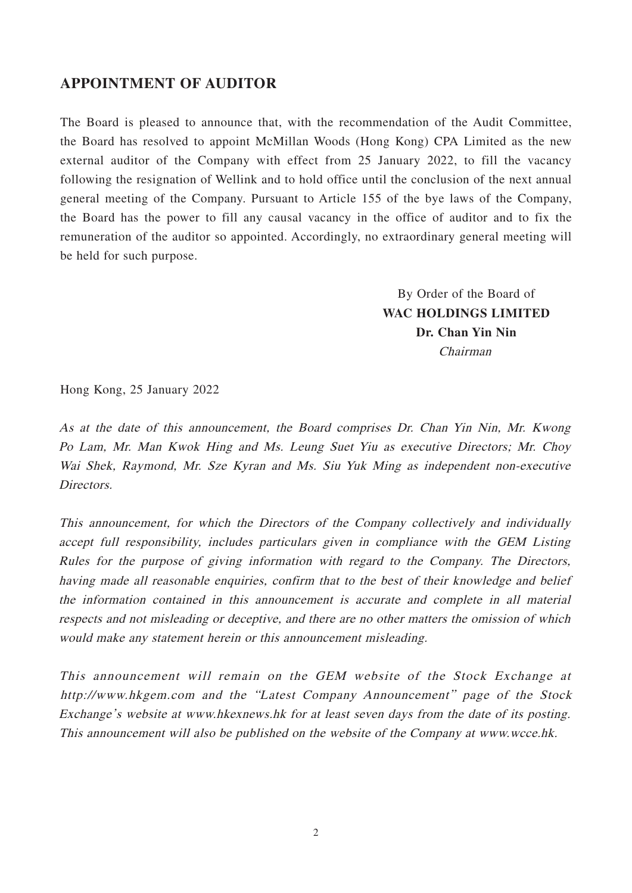## APPOINTMENT OF AUDITOR

The Board is pleased to announce that, with the recommendation of the Audit Committee, the Board has resolved to appoint McMillan Woods (Hong Kong) CPA Limited as the new external auditor of the Company with effect from 25 January 2022, to fill the vacancy following the resignation of Wellink and to hold office until the conclusion of the next annual general meeting of the Company. Pursuant to Article 155 of the bye laws of the Company, the Board has the power to fill any causal vacancy in the office of auditor and to fix the remuneration of the auditor so appointed. Accordingly, no extraordinary general meeting will be held for such purpose.

By Order of the Board of
**WAC HOLDINGS LIMITED**
**Dr. Chan Yin Nin**
*Chairman*

Hong Kong, 25 January 2022

*As at the date of this announcement, the Board comprises Dr. Chan Yin Nin, Mr. Kwong Po Lam, Mr. Man Kwok Hing and Ms. Leung Suet Yiu as executive Directors; Mr. Choy Wai Shek, Raymond, Mr. Sze Kyran and Ms. Siu Yuk Ming as independent non-executive Directors.*

*This announcement, for which the Directors of the Company collectively and individually accept full responsibility, includes particulars given in compliance with the GEM Listing Rules for the purpose of giving information with regard to the Company. The Directors, having made all reasonable enquiries, confirm that to the best of their knowledge and belief the information contained in this announcement is accurate and complete in all material respects and not misleading or deceptive, and there are no other matters the omission of which would make any statement herein or this announcement misleading.*

*This announcement will remain on the GEM website of the Stock Exchange at http://www.hkgem.com and the "Latest Company Announcement" page of the Stock Exchange's website at www.hkexnews.hk for at least seven days from the date of its posting. This announcement will also be published on the website of the Company at www.wcce.hk.*